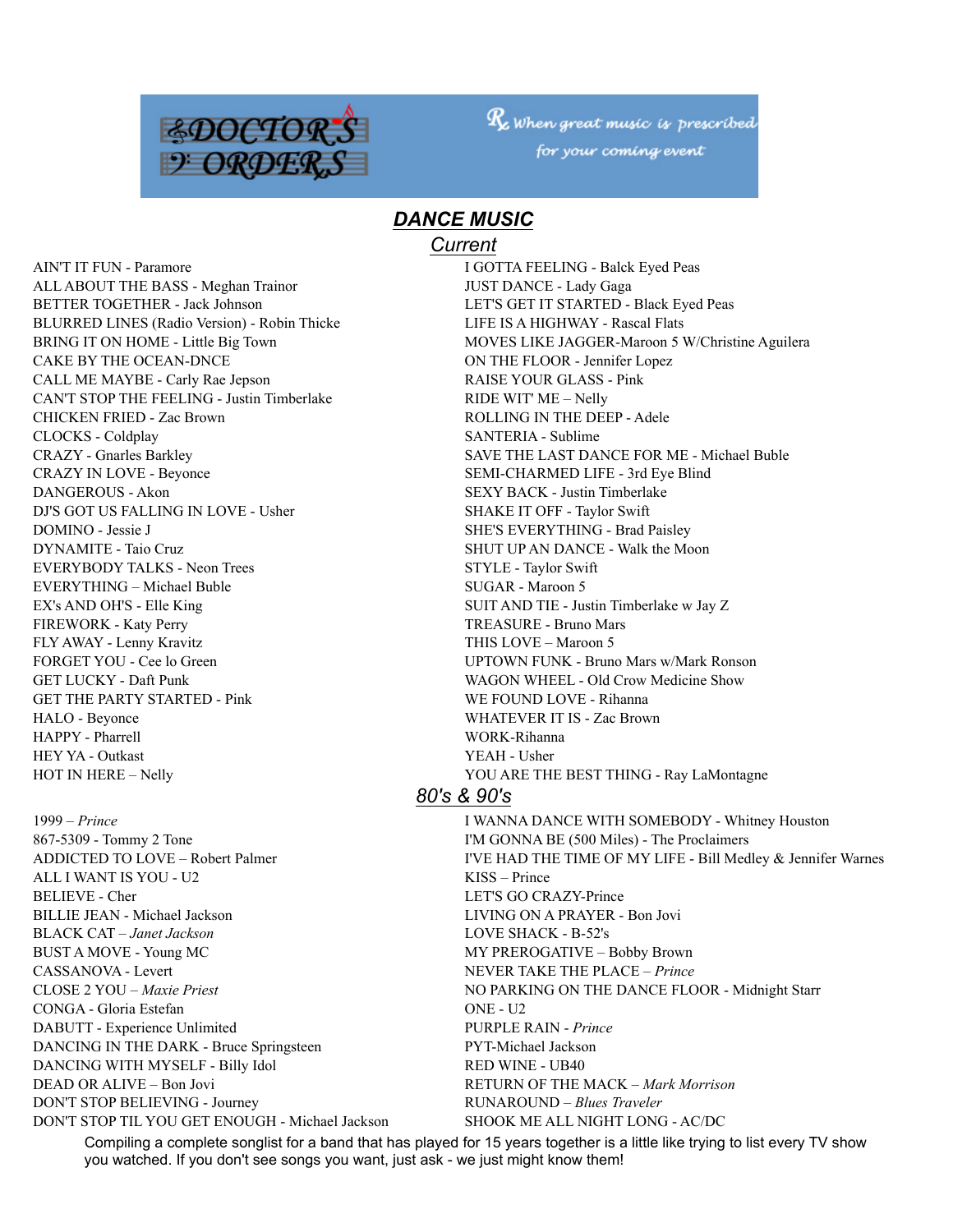DOCTOR'S ORDERS

℞ When great music is prescribed for your coming event

## *DANCE MUSIC*

### *Current*

AIN'T IT FUN - Paramore
ALL ABOUT THE BASS - Meghan Trainor
BETTER TOGETHER - Jack Johnson
BLURRED LINES (Radio Version) - Robin Thicke
BRING IT ON HOME - Little Big Town
CAKE BY THE OCEAN-DNCE
CALL ME MAYBE - Carly Rae Jepson
CAN'T STOP THE FEELING - Justin Timberlake
CHICKEN FRIED - Zac Brown
CLOCKS - Coldplay
CRAZY - Gnarles Barkley
CRAZY IN LOVE - Beyonce
DANGEROUS - Akon
DJ'S GOT US FALLING IN LOVE - Usher
DOMINO - Jessie J
DYNAMITE - Taio Cruz
EVERYBODY TALKS - Neon Trees
EVERYTHING – Michael Buble
EX's AND OH'S - Elle King
FIREWORK - Katy Perry
FLY AWAY - Lenny Kravitz
FORGET YOU - Cee lo Green
GET LUCKY - Daft Punk
GET THE PARTY STARTED - Pink
HALO - Beyonce
HAPPY - Pharrell
HEY YA - Outkast
HOT IN HERE – Nelly
I GOTTA FEELING - Balck Eyed Peas
JUST DANCE - Lady Gaga
LET'S GET IT STARTED - Black Eyed Peas
LIFE IS A HIGHWAY - Rascal Flats
MOVES LIKE JAGGER-Maroon 5 W/Christine Aguilera
ON THE FLOOR - Jennifer Lopez
RAISE YOUR GLASS - Pink
RIDE WIT' ME – Nelly
ROLLING IN THE DEEP - Adele
SANTERIA - Sublime
SAVE THE LAST DANCE FOR ME - Michael Buble
SEMI-CHARMED LIFE - 3rd Eye Blind
SEXY BACK - Justin Timberlake
SHAKE IT OFF - Taylor Swift
SHE'S EVERYTHING - Brad Paisley
SHUT UP AN DANCE - Walk the Moon
STYLE - Taylor Swift
SUGAR - Maroon 5
SUIT AND TIE - Justin Timberlake w Jay Z
TREASURE - Bruno Mars
THIS LOVE – Maroon 5
UPTOWN FUNK - Bruno Mars w/Mark Ronson
WAGON WHEEL - Old Crow Medicine Show
WE FOUND LOVE - Rihanna
WHATEVER IT IS - Zac Brown
WORK-Rihanna
YEAH - Usher
YOU ARE THE BEST THING - Ray LaMontagne

### *80's & 90's*

1999 – *Prince*
867-5309 - Tommy 2 Tone
ADDICTED TO LOVE – Robert Palmer
ALL I WANT IS YOU - U2
BELIEVE - Cher
BILLIE JEAN - Michael Jackson
BLACK CAT – *Janet Jackson*
BUST A MOVE - Young MC
CASSANOVA - Levert
CLOSE 2 YOU – *Maxie Priest*
CONGA - Gloria Estefan
DABUTT - Experience Unlimited
DANCING IN THE DARK - Bruce Springsteen
DANCING WITH MYSELF - Billy Idol
DEAD OR ALIVE – Bon Jovi
DON'T STOP BELIEVING - Journey
DON'T STOP TIL YOU GET ENOUGH - Michael Jackson
I WANNA DANCE WITH SOMEBODY - Whitney Houston
I'M GONNA BE (500 Miles) - The Proclaimers
I'VE HAD THE TIME OF MY LIFE - Bill Medley & Jennifer Warnes
KISS – Prince
LET'S GO CRAZY-Prince
LIVING ON A PRAYER - Bon Jovi
LOVE SHACK - B-52's
MY PREROGATIVE – Bobby Brown
NEVER TAKE THE PLACE – *Prince*
NO PARKING ON THE DANCE FLOOR - Midnight Starr
ONE - U2
PURPLE RAIN - *Prince*
PYT-Michael Jackson
RED WINE - UB40
RETURN OF THE MACK – *Mark Morrison*
RUNAROUND – *Blues Traveler*
SHOOK ME ALL NIGHT LONG - AC/DC

Compiling a complete songlist for a band that has played for 15 years together is a little like trying to list every TV show you watched. If you don't see songs you want, just ask - we just might know them!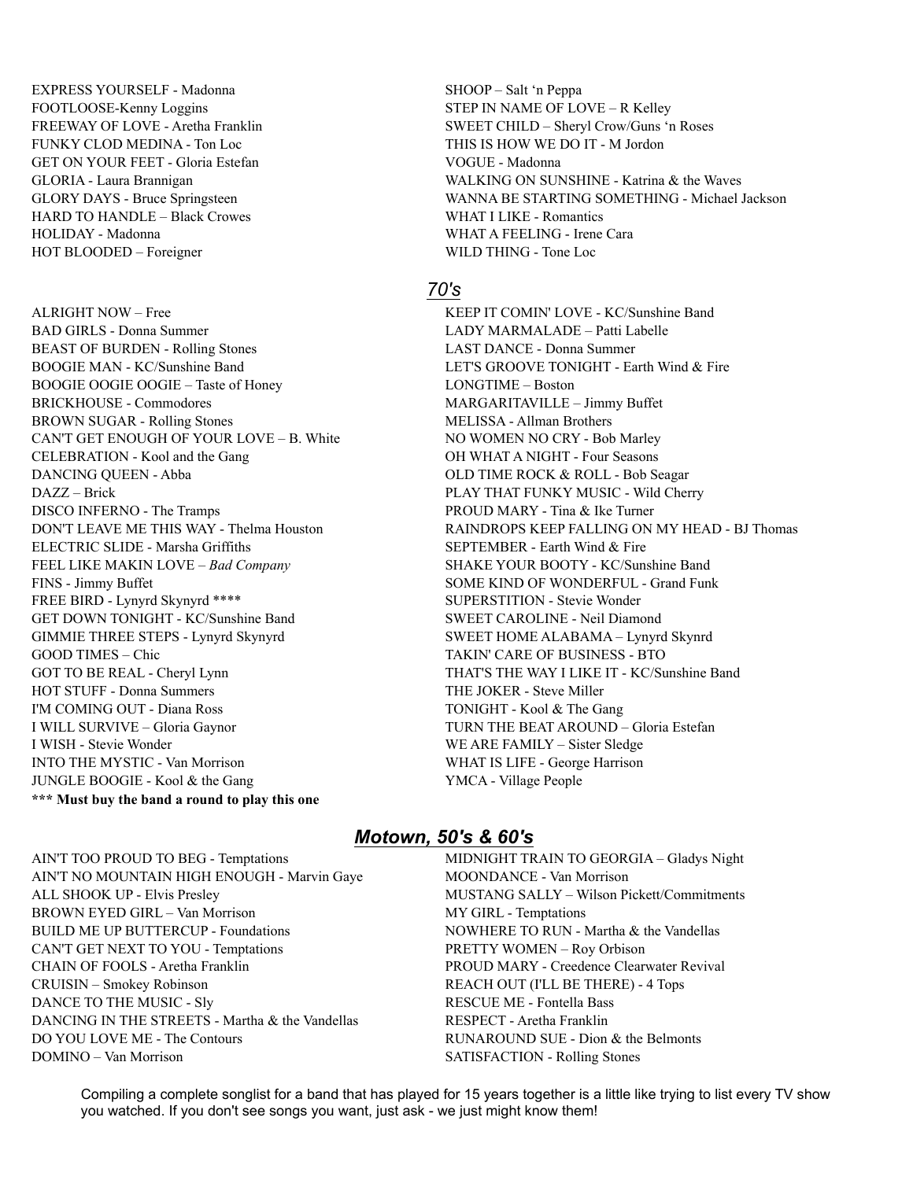EXPRESS YOURSELF - Madonna
FOOTLOOSE-Kenny Loggins
FREEWAY OF LOVE - Aretha Franklin
FUNKY CLOD MEDINA - Ton Loc
GET ON YOUR FEET - Gloria Estefan
GLORIA - Laura Brannigan
GLORY DAYS - Bruce Springsteen
HARD TO HANDLE – Black Crowes
HOLIDAY - Madonna
HOT BLOODED – Foreigner
SHOOP – Salt 'n Peppa
STEP IN NAME OF LOVE – R Kelley
SWEET CHILD – Sheryl Crow/Guns 'n Roses
THIS IS HOW WE DO IT - M Jordon
VOGUE - Madonna
WALKING ON SUNSHINE - Katrina & the Waves
WANNA BE STARTING SOMETHING - Michael Jackson
WHAT I LIKE - Romantics
WHAT A FEELING - Irene Cara
WILD THING - Tone Loc

## *70's*

ALRIGHT NOW – Free
BAD GIRLS - Donna Summer
BEAST OF BURDEN - Rolling Stones
BOOGIE MAN - KC/Sunshine Band
BOOGIE OOGIE OOGIE – Taste of Honey
BRICKHOUSE - Commodores
BROWN SUGAR - Rolling Stones
CAN'T GET ENOUGH OF YOUR LOVE – B. White
CELEBRATION - Kool and the Gang
DANCING QUEEN - Abba
DAZZ – Brick
DISCO INFERNO - The Tramps
DON'T LEAVE ME THIS WAY - Thelma Houston
ELECTRIC SLIDE - Marsha Griffiths
FEEL LIKE MAKIN LOVE – *Bad Company*
FINS - Jimmy Buffet
FREE BIRD - Lynyrd Skynyrd ****
GET DOWN TONIGHT - KC/Sunshine Band
GIMMIE THREE STEPS - Lynyrd Skynyrd
GOOD TIMES – Chic
GOT TO BE REAL - Cheryl Lynn
HOT STUFF - Donna Summers
I'M COMING OUT - Diana Ross
I WILL SURVIVE – Gloria Gaynor
I WISH - Stevie Wonder
INTO THE MYSTIC - Van Morrison
JUNGLE BOOGIE - Kool & the Gang
**\*\*\* Must buy the band a round to play this one**
KEEP IT COMIN' LOVE - KC/Sunshine Band
LADY MARMALADE – Patti Labelle
LAST DANCE - Donna Summer
LET'S GROOVE TONIGHT - Earth Wind & Fire
LONGTIME – Boston
MARGARITAVILLE – Jimmy Buffet
MELISSA - Allman Brothers
NO WOMEN NO CRY - Bob Marley
OH WHAT A NIGHT - Four Seasons
OLD TIME ROCK & ROLL - Bob Seagar
PLAY THAT FUNKY MUSIC - Wild Cherry
PROUD MARY - Tina & Ike Turner
RAINDROPS KEEP FALLING ON MY HEAD - BJ Thomas
SEPTEMBER - Earth Wind & Fire
SHAKE YOUR BOOTY - KC/Sunshine Band
SOME KIND OF WONDERFUL - Grand Funk
SUPERSTITION - Stevie Wonder
SWEET CAROLINE - Neil Diamond
SWEET HOME ALABAMA – Lynyrd Skynrd
TAKIN' CARE OF BUSINESS - BTO
THAT'S THE WAY I LIKE IT - KC/Sunshine Band
THE JOKER - Steve Miller
TONIGHT - Kool & The Gang
TURN THE BEAT AROUND – Gloria Estefan
WE ARE FAMILY – Sister Sledge
WHAT IS LIFE - George Harrison
YMCA - Village People

## *Motown, 50's & 60's*

AIN'T TOO PROUD TO BEG - Temptations
AIN'T NO MOUNTAIN HIGH ENOUGH - Marvin Gaye
ALL SHOOK UP - Elvis Presley
BROWN EYED GIRL – Van Morrison
BUILD ME UP BUTTERCUP - Foundations
CAN'T GET NEXT TO YOU - Temptations
CHAIN OF FOOLS - Aretha Franklin
CRUISIN – Smokey Robinson
DANCE TO THE MUSIC - Sly
DANCING IN THE STREETS - Martha & the Vandellas
DO YOU LOVE ME - The Contours
DOMINO – Van Morrison
MIDNIGHT TRAIN TO GEORGIA – Gladys Night
MOONDANCE - Van Morrison
MUSTANG SALLY – Wilson Pickett/Commitments
MY GIRL - Temptations
NOWHERE TO RUN - Martha & the Vandellas
PRETTY WOMEN – Roy Orbison
PROUD MARY - Creedence Clearwater Revival
REACH OUT (I'LL BE THERE) - 4 Tops
RESCUE ME - Fontella Bass
RESPECT - Aretha Franklin
RUNAROUND SUE - Dion & the Belmonts
SATISFACTION - Rolling Stones

Compiling a complete songlist for a band that has played for 15 years together is a little like trying to list every TV show you watched. If you don't see songs you want, just ask - we just might know them!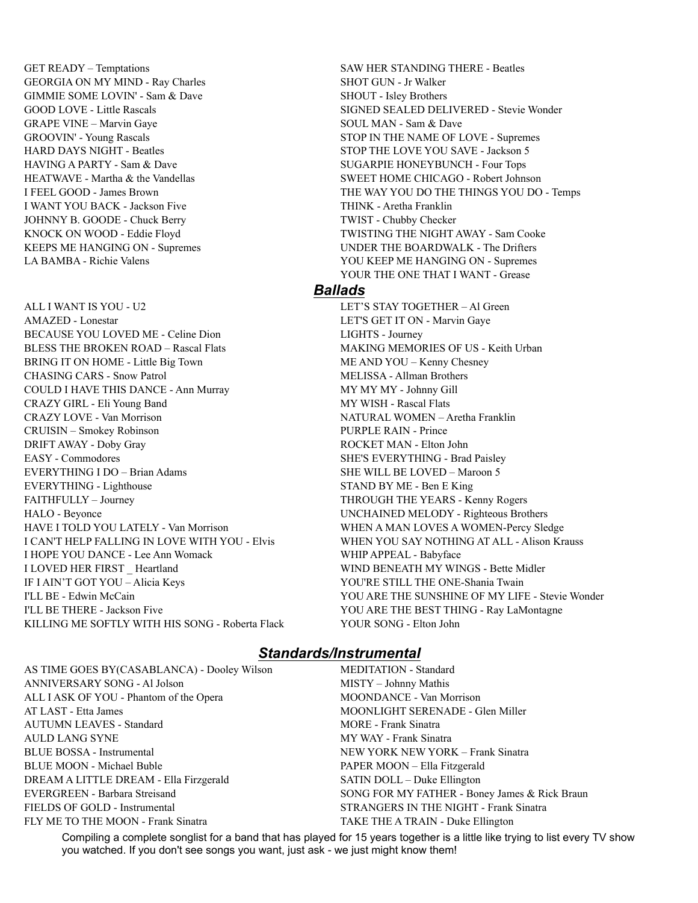GET READY – Temptations
GEORGIA ON MY MIND - Ray Charles
GIMMIE SOME LOVIN' - Sam & Dave
GOOD LOVE - Little Rascals
GRAPE VINE – Marvin Gaye
GROOVIN' - Young Rascals
HARD DAYS NIGHT - Beatles
HAVING A PARTY - Sam & Dave
HEATWAVE - Martha & the Vandellas
I FEEL GOOD - James Brown
I WANT YOU BACK - Jackson Five
JOHNNY B. GOODE - Chuck Berry
KNOCK ON WOOD - Eddie Floyd
KEEPS ME HANGING ON - Supremes
LA BAMBA - Richie Valens
SAW HER STANDING THERE - Beatles
SHOT GUN - Jr Walker
SHOUT - Isley Brothers
SIGNED SEALED DELIVERED - Stevie Wonder
SOUL MAN - Sam & Dave
STOP IN THE NAME OF LOVE - Supremes
STOP THE LOVE YOU SAVE - Jackson 5
SUGARPIE HONEYBUNCH - Four Tops
SWEET HOME CHICAGO - Robert Johnson
THE WAY YOU DO THE THINGS YOU DO - Temps
THINK - Aretha Franklin
TWIST - Chubby Checker
TWISTING THE NIGHT AWAY - Sam Cooke
UNDER THE BOARDWALK - The Drifters
YOU KEEP ME HANGING ON - Supremes
YOUR THE ONE THAT I WANT - Grease

## *Ballads*

ALL I WANT IS YOU - U2
AMAZED - Lonestar
BECAUSE YOU LOVED ME - Celine Dion
BLESS THE BROKEN ROAD – Rascal Flats
BRING IT ON HOME - Little Big Town
CHASING CARS - Snow Patrol
COULD I HAVE THIS DANCE - Ann Murray
CRAZY GIRL - Eli Young Band
CRAZY LOVE - Van Morrison
CRUISIN – Smokey Robinson
DRIFT AWAY - Doby Gray
EASY - Commodores
EVERYTHING I DO – Brian Adams
EVERYTHING - Lighthouse
FAITHFULLY – Journey
HALO - Beyonce
HAVE I TOLD YOU LATELY - Van Morrison
I CAN'T HELP FALLING IN LOVE WITH YOU - Elvis
I HOPE YOU DANCE - Lee Ann Womack
I LOVED HER FIRST _ Heartland
IF I AIN'T GOT YOU – Alicia Keys
I'LL BE - Edwin McCain
I'LL BE THERE - Jackson Five
KILLING ME SOFTLY WITH HIS SONG - Roberta Flack
LET'S STAY TOGETHER – Al Green
LET'S GET IT ON - Marvin Gaye
LIGHTS - Journey
MAKING MEMORIES OF US - Keith Urban
ME AND YOU – Kenny Chesney
MELISSA - Allman Brothers
MY MY MY - Johnny Gill
MY WISH - Rascal Flats
NATURAL WOMEN – Aretha Franklin
PURPLE RAIN - Prince
ROCKET MAN - Elton John
SHE'S EVERYTHING - Brad Paisley
SHE WILL BE LOVED – Maroon 5
STAND BY ME - Ben E King
THROUGH THE YEARS - Kenny Rogers
UNCHAINED MELODY - Righteous Brothers
WHEN A MAN LOVES A WOMEN-Percy Sledge
WHEN YOU SAY NOTHING AT ALL - Alison Krauss
WHIP APPEAL - Babyface
WIND BENEATH MY WINGS - Bette Midler
YOU'RE STILL THE ONE-Shania Twain
YOU ARE THE SUNSHINE OF MY LIFE - Stevie Wonder
YOU ARE THE BEST THING - Ray LaMontagne
YOUR SONG - Elton John

## *Standards/Instrumental*

AS TIME GOES BY(CASABLANCA) - Dooley Wilson
ANNIVERSARY SONG - Al Jolson
ALL I ASK OF YOU - Phantom of the Opera
AT LAST - Etta James
AUTUMN LEAVES - Standard
AULD LANG SYNE
BLUE BOSSA - Instrumental
BLUE MOON - Michael Buble
DREAM A LITTLE DREAM - Ella Firzgerald
EVERGREEN - Barbara Streisand
FIELDS OF GOLD - Instrumental
FLY ME TO THE MOON - Frank Sinatra
MEDITATION - Standard
MISTY – Johnny Mathis
MOONDANCE - Van Morrison
MOONLIGHT SERENADE - Glen Miller
MORE - Frank Sinatra
MY WAY - Frank Sinatra
NEW YORK NEW YORK – Frank Sinatra
PAPER MOON – Ella Fitzgerald
SATIN DOLL – Duke Ellington
SONG FOR MY FATHER - Boney James & Rick Braun
STRANGERS IN THE NIGHT - Frank Sinatra
TAKE THE A TRAIN - Duke Ellington

Compiling a complete songlist for a band that has played for 15 years together is a little like trying to list every TV show you watched. If you don't see songs you want, just ask - we just might know them!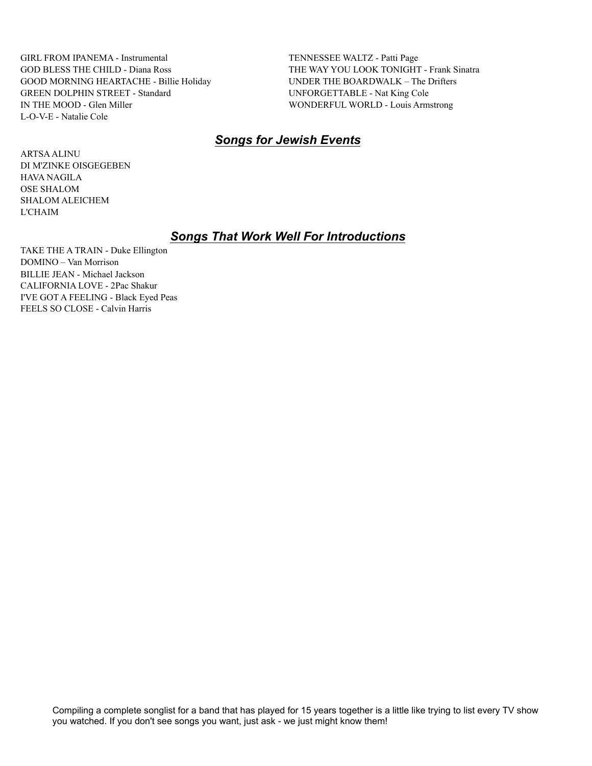GIRL FROM IPANEMA - Instrumental
GOD BLESS THE CHILD - Diana Ross
GOOD MORNING HEARTACHE - Billie Holiday
GREEN DOLPHIN STREET - Standard
IN THE MOOD - Glen Miller
L-O-V-E - Natalie Cole
TENNESSEE WALTZ - Patti Page
THE WAY YOU LOOK TONIGHT - Frank Sinatra
UNDER THE BOARDWALK – The Drifters
UNFORGETTABLE - Nat King Cole
WONDERFUL WORLD - Louis Armstrong

## ***Songs for Jewish Events***

ARTSA ALINU
DI M'ZINKE OISGEGEBEN
HAVA NAGILA
OSE SHALOM
SHALOM ALEICHEM
L'CHAIM

## ***Songs That Work Well For Introductions***

TAKE THE A TRAIN - Duke Ellington
DOMINO – Van Morrison
BILLIE JEAN - Michael Jackson
CALIFORNIA LOVE - 2Pac Shakur
I'VE GOT A FEELING - Black Eyed Peas
FEELS SO CLOSE - Calvin Harris

Compiling a complete songlist for a band that has played for 15 years together is a little like trying to list every TV show you watched. If you don't see songs you want, just ask - we just might know them!